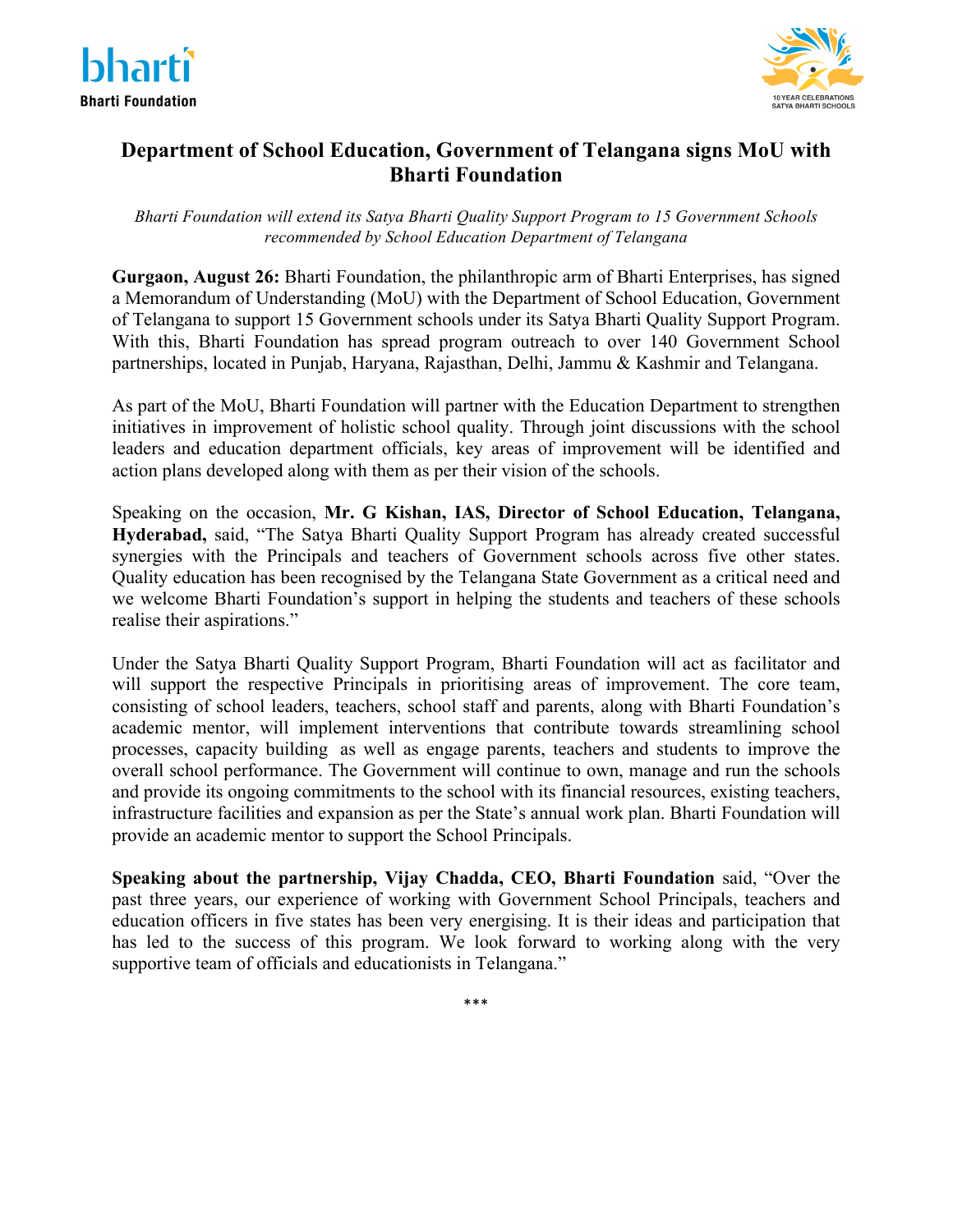bharti

**Bharti Foundation**

10 YEAR CELEBRATIONS
SATYA BHARTI SCHOOLS

# Department of School Education, Government of Telangana signs MoU with Bharti Foundation

*Bharti Foundation will extend its Satya Bharti Quality Support Program to 15 Government Schools recommended by School Education Department of Telangana*

**Gurgaon, August 26:** Bharti Foundation, the philanthropic arm of Bharti Enterprises, has signed a Memorandum of Understanding (MoU) with the Department of School Education, Government of Telangana to support 15 Government schools under its Satya Bharti Quality Support Program. With this, Bharti Foundation has spread program outreach to over 140 Government School partnerships, located in Punjab, Haryana, Rajasthan, Delhi, Jammu & Kashmir and Telangana.

As part of the MoU, Bharti Foundation will partner with the Education Department to strengthen initiatives in improvement of holistic school quality. Through joint discussions with the school leaders and education department officials, key areas of improvement will be identified and action plans developed along with them as per their vision of the schools.

Speaking on the occasion, **Mr. G Kishan, IAS, Director of School Education, Telangana, Hyderabad,** said, "The Satya Bharti Quality Support Program has already created successful synergies with the Principals and teachers of Government schools across five other states. Quality education has been recognised by the Telangana State Government as a critical need and we welcome Bharti Foundation's support in helping the students and teachers of these schools realise their aspirations."

Under the Satya Bharti Quality Support Program, Bharti Foundation will act as facilitator and will support the respective Principals in prioritising areas of improvement. The core team, consisting of school leaders, teachers, school staff and parents, along with Bharti Foundation's academic mentor, will implement interventions that contribute towards streamlining school processes, capacity building as well as engage parents, teachers and students to improve the overall school performance. The Government will continue to own, manage and run the schools and provide its ongoing commitments to the school with its financial resources, existing teachers, infrastructure facilities and expansion as per the State's annual work plan. Bharti Foundation will provide an academic mentor to support the School Principals.

**Speaking about the partnership, Vijay Chadda, CEO, Bharti Foundation** said, "Over the past three years, our experience of working with Government School Principals, teachers and education officers in five states has been very energising. It is their ideas and participation that has led to the success of this program. We look forward to working along with the very supportive team of officials and educationists in Telangana."

\*\*\*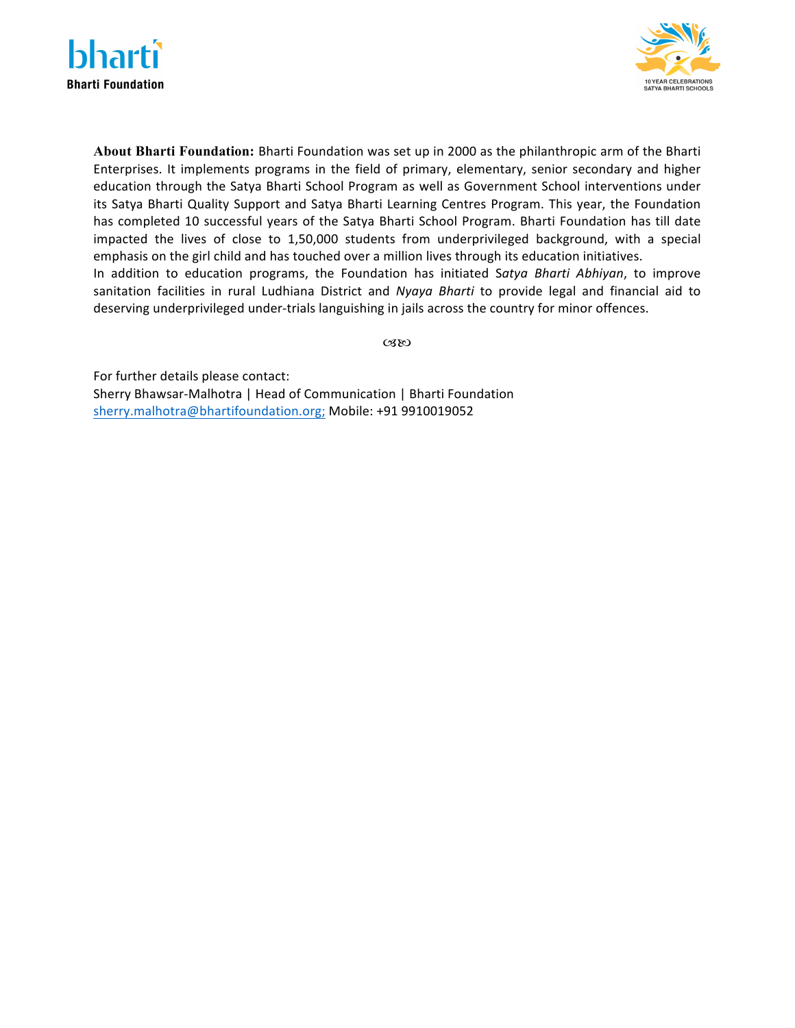**About Bharti Foundation:** Bharti Foundation was set up in 2000 as the philanthropic arm of the Bharti Enterprises. It implements programs in the field of primary, elementary, senior secondary and higher education through the Satya Bharti School Program as well as Government School interventions under its Satya Bharti Quality Support and Satya Bharti Learning Centres Program. This year, the Foundation has completed 10 successful years of the Satya Bharti School Program. Bharti Foundation has till date impacted the lives of close to 1,50,000 students from underprivileged background, with a special emphasis on the girl child and has touched over a million lives through its education initiatives.

In addition to education programs, the Foundation has initiated S*atya Bharti Abhiyan*, to improve sanitation facilities in rural Ludhiana District and *Nyaya Bharti* to provide legal and financial aid to deserving underprivileged under-trials languishing in jails across the country for minor offences.

☙❧

For further details please contact:
Sherry Bhawsar-Malhotra | Head of Communication | Bharti Foundation
sherry.malhotra@bhartifoundation.org; Mobile: +91 9910019052